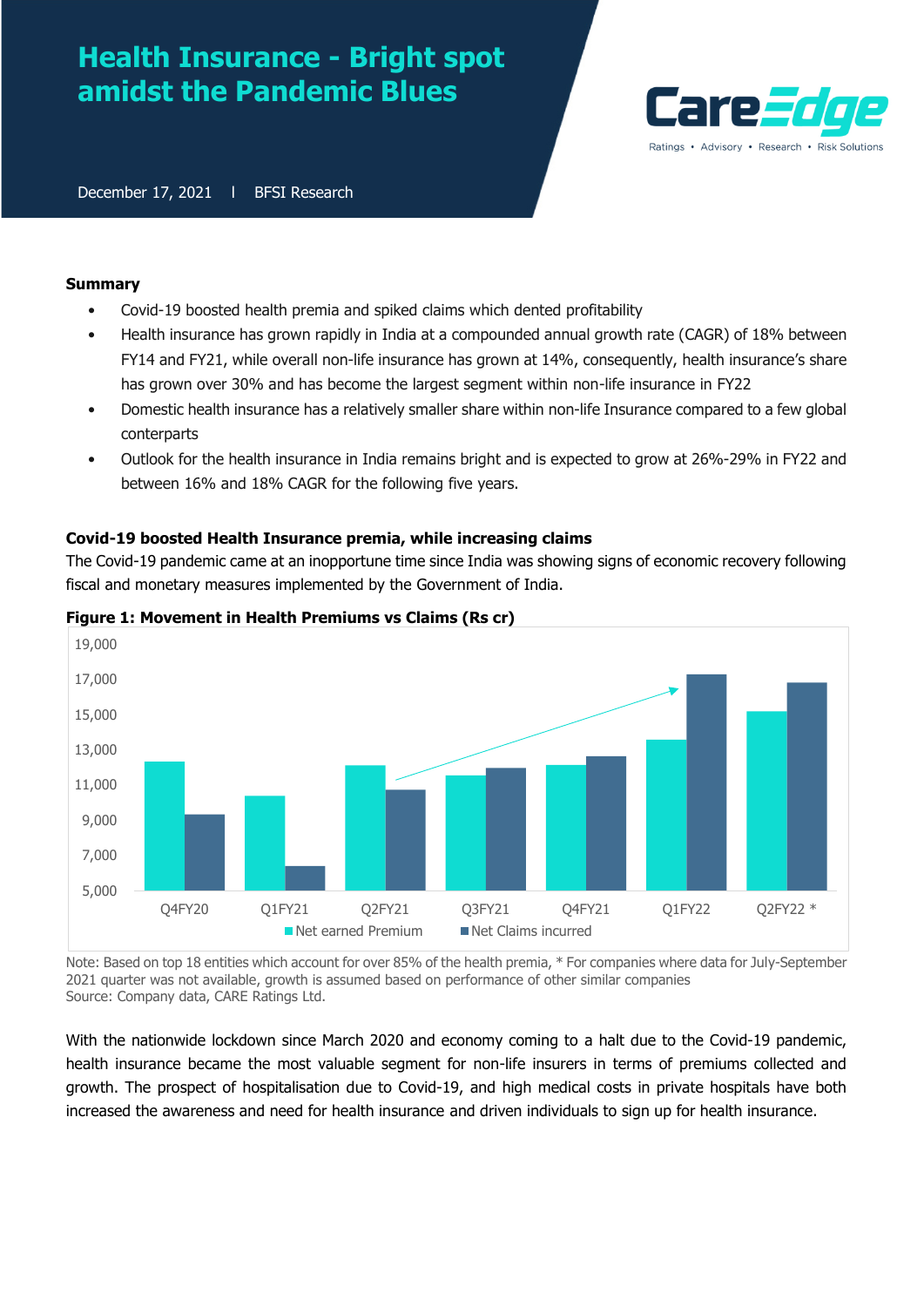# Health Insurance - Bright spot amidst the Pandemic Blues

December 17, 2021 | BFSI Research

**Summary**

- Covid-19 boosted health premia and spiked claims which dented profitability
- Health insurance has grown rapidly in India at a compounded annual growth rate (CAGR) of 18% between FY14 and FY21, while overall non-life insurance has grown at 14%, consequently, health insurance's share has grown over 30% and has become the largest segment within non-life insurance in FY22
- Domestic health insurance has a relatively smaller share within non-life Insurance compared to a few global conterparts
- Outlook for the health insurance in India remains bright and is expected to grow at 26%-29% in FY22 and between 16% and 18% CAGR for the following five years.

**Covid-19 boosted Health Insurance premia, while increasing claims**

The Covid-19 pandemic came at an inopportune time since India was showing signs of economic recovery following fiscal and monetary measures implemented by the Government of India.

**Figure 1: Movement in Health Premiums vs Claims (Rs cr)**

Note: Based on top 18 entities which account for over 85% of the health premia, * For companies where data for July-September 2021 quarter was not available, growth is assumed based on performance of other similar companies
Source: Company data, CARE Ratings Ltd.

With the nationwide lockdown since March 2020 and economy coming to a halt due to the Covid-19 pandemic, health insurance became the most valuable segment for non-life insurers in terms of premiums collected and growth. The prospect of hospitalisation due to Covid-19, and high medical costs in private hospitals have both increased the awareness and need for health insurance and driven individuals to sign up for health insurance.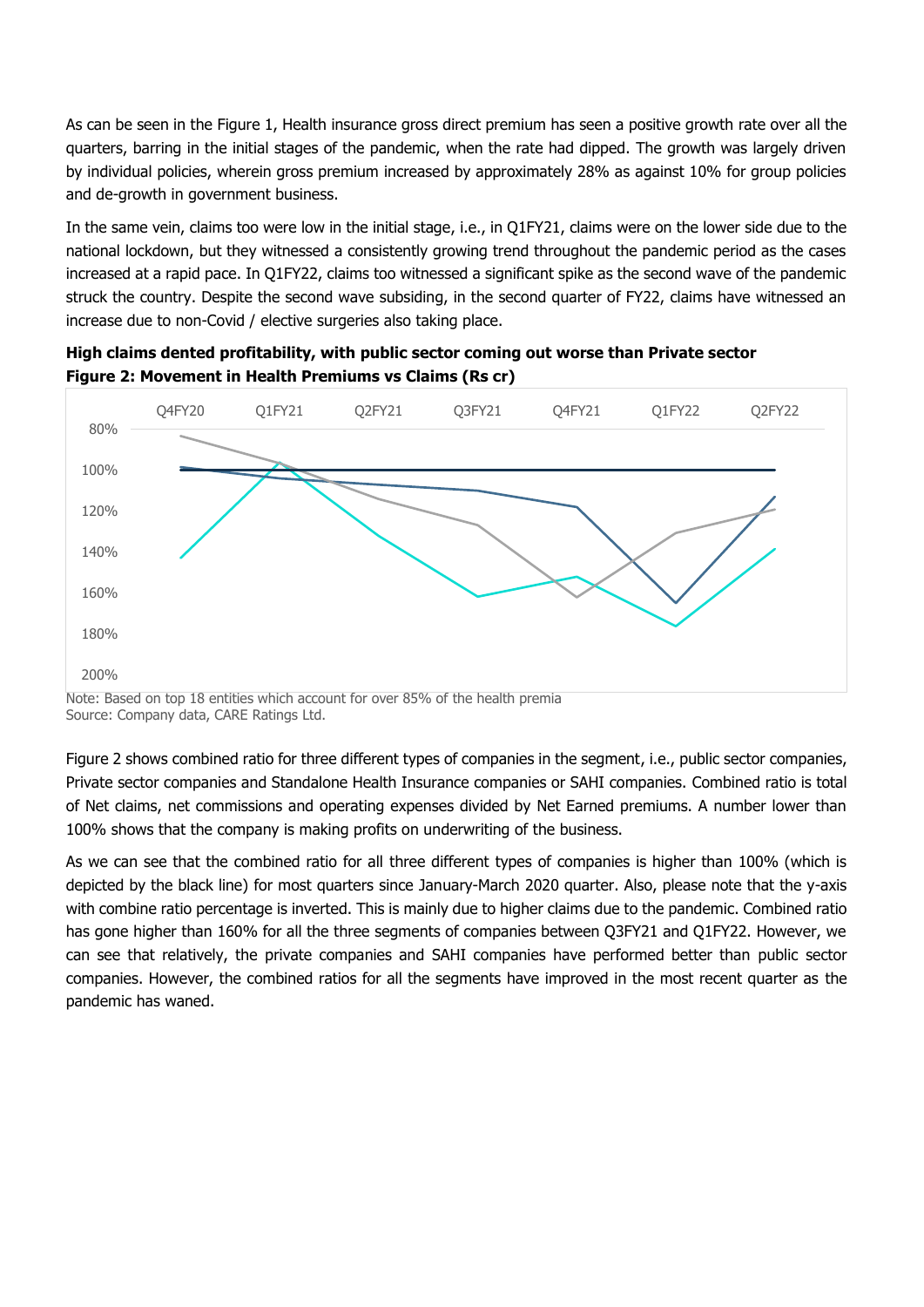As can be seen in the Figure 1, Health insurance gross direct premium has seen a positive growth rate over all the quarters, barring in the initial stages of the pandemic, when the rate had dipped. The growth was largely driven by individual policies, wherein gross premium increased by approximately 28% as against 10% for group policies and de-growth in government business.

In the same vein, claims too were low in the initial stage, i.e., in Q1FY21, claims were on the lower side due to the national lockdown, but they witnessed a consistently growing trend throughout the pandemic period as the cases increased at a rapid pace. In Q1FY22, claims too witnessed a significant spike as the second wave of the pandemic struck the country. Despite the second wave subsiding, in the second quarter of FY22, claims have witnessed an increase due to non-Covid / elective surgeries also taking place.

**High claims dented profitability, with public sector coming out worse than Private sector**
**Figure 2: Movement in Health Premiums vs Claims (Rs cr)**

Note: Based on top 18 entities which account for over 85% of the health premia
Source: Company data, CARE Ratings Ltd.

Figure 2 shows combined ratio for three different types of companies in the segment, i.e., public sector companies, Private sector companies and Standalone Health Insurance companies or SAHI companies. Combined ratio is total of Net claims, net commissions and operating expenses divided by Net Earned premiums. A number lower than 100% shows that the company is making profits on underwriting of the business.

As we can see that the combined ratio for all three different types of companies is higher than 100% (which is depicted by the black line) for most quarters since January-March 2020 quarter. Also, please note that the y-axis with combine ratio percentage is inverted. This is mainly due to higher claims due to the pandemic. Combined ratio has gone higher than 160% for all the three segments of companies between Q3FY21 and Q1FY22. However, we can see that relatively, the private companies and SAHI companies have performed better than public sector companies. However, the combined ratios for all the segments have improved in the most recent quarter as the pandemic has waned.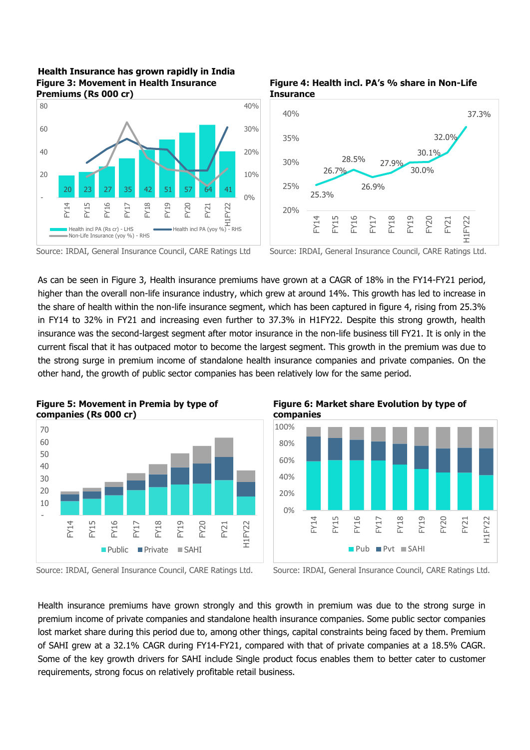**Health Insurance has grown rapidly in India**

**Figure 3: Movement in Health Insurance Premiums (Rs 000 cr)**

Source: IRDAI, General Insurance Council, CARE Ratings Ltd

**Figure 4: Health incl. PA's % share in Non-Life Insurance**

Source: IRDAI, General Insurance Council, CARE Ratings Ltd.

As can be seen in Figure 3, Health insurance premiums have grown at a CAGR of 18% in the FY14-FY21 period, higher than the overall non-life insurance industry, which grew at around 14%. This growth has led to increase in the share of health within the non-life insurance segment, which has been captured in figure 4, rising from 25.3% in FY14 to 32% in FY21 and increasing even further to 37.3% in H1FY22. Despite this strong growth, health insurance was the second-largest segment after motor insurance in the non-life business till FY21. It is only in the current fiscal that it has outpaced motor to become the largest segment. This growth in the premium was due to the strong surge in premium income of standalone health insurance companies and private companies. On the other hand, the growth of public sector companies has been relatively low for the same period.

**Figure 5: Movement in Premia by type of companies (Rs 000 cr)**

Source: IRDAI, General Insurance Council, CARE Ratings Ltd.

**Figure 6: Market share Evolution by type of companies**

Source: IRDAI, General Insurance Council, CARE Ratings Ltd.

Health insurance premiums have grown strongly and this growth in premium was due to the strong surge in premium income of private companies and standalone health insurance companies. Some public sector companies lost market share during this period due to, among other things, capital constraints being faced by them. Premium of SAHI grew at a 32.1% CAGR during FY14-FY21, compared with that of private companies at a 18.5% CAGR. Some of the key growth drivers for SAHI include Single product focus enables them to better cater to customer requirements, strong focus on relatively profitable retail business.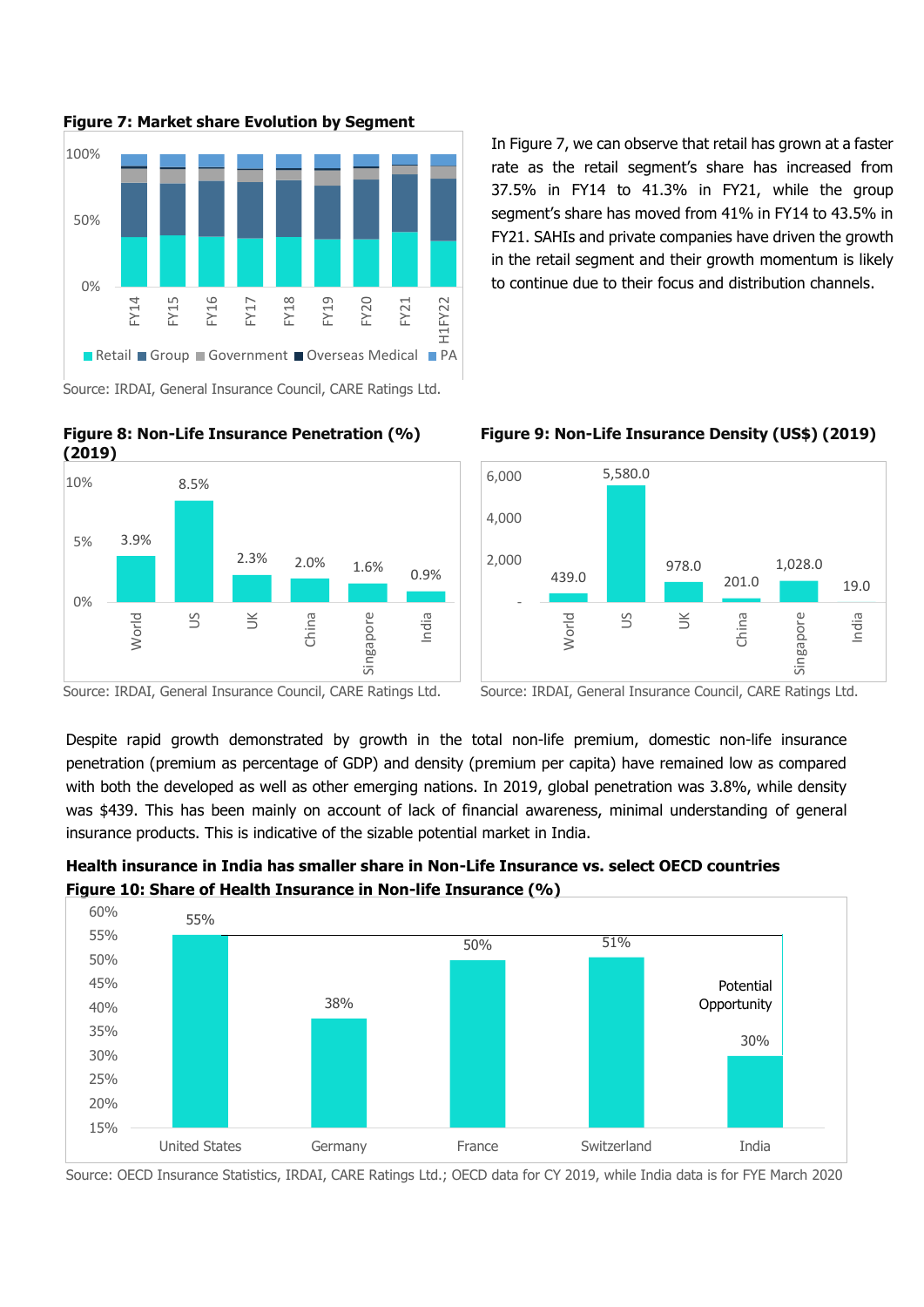**Figure 7: Market share Evolution by Segment**

Source: IRDAI, General Insurance Council, CARE Ratings Ltd.

In Figure 7, we can observe that retail has grown at a faster rate as the retail segment's share has increased from 37.5% in FY14 to 41.3% in FY21, while the group segment's share has moved from 41% in FY14 to 43.5% in FY21. SAHIs and private companies have driven the growth in the retail segment and their growth momentum is likely to continue due to their focus and distribution channels.

**Figure 8: Non-Life Insurance Penetration (%) (2019)**

| | World | US | UK | China | Singapore | India |
|---|---|---|---|---|---|---|
| Penetration | 3.9% | 8.5% | 2.3% | 2.0% | 1.6% | 0.9% |

Source: IRDAI, General Insurance Council, CARE Ratings Ltd.

**Figure 9: Non-Life Insurance Density (US$) (2019)**

| | World | US | UK | China | Singapore | India |
|---|---|---|---|---|---|---|
| Density | 439.0 | 5,580.0 | 978.0 | 201.0 | 1,028.0 | 19.0 |

Source: IRDAI, General Insurance Council, CARE Ratings Ltd.

Despite rapid growth demonstrated by growth in the total non-life premium, domestic non-life insurance penetration (premium as percentage of GDP) and density (premium per capita) have remained low as compared with both the developed as well as other emerging nations. In 2019, global penetration was 3.8%, while density was $439. This has been mainly on account of lack of financial awareness, minimal understanding of general insurance products. This is indicative of the sizable potential market in India.

**Health insurance in India has smaller share in Non-Life Insurance vs. select OECD countries**

**Figure 10: Share of Health Insurance in Non-life Insurance (%)**

| | United States | Germany | France | Switzerland | India |
|---|---|---|---|---|---|
| Share | 55% | 38% | 50% | 51% | 30% |

Potential Opportunity

Source: OECD Insurance Statistics, IRDAI, CARE Ratings Ltd.; OECD data for CY 2019, while India data is for FYE March 2020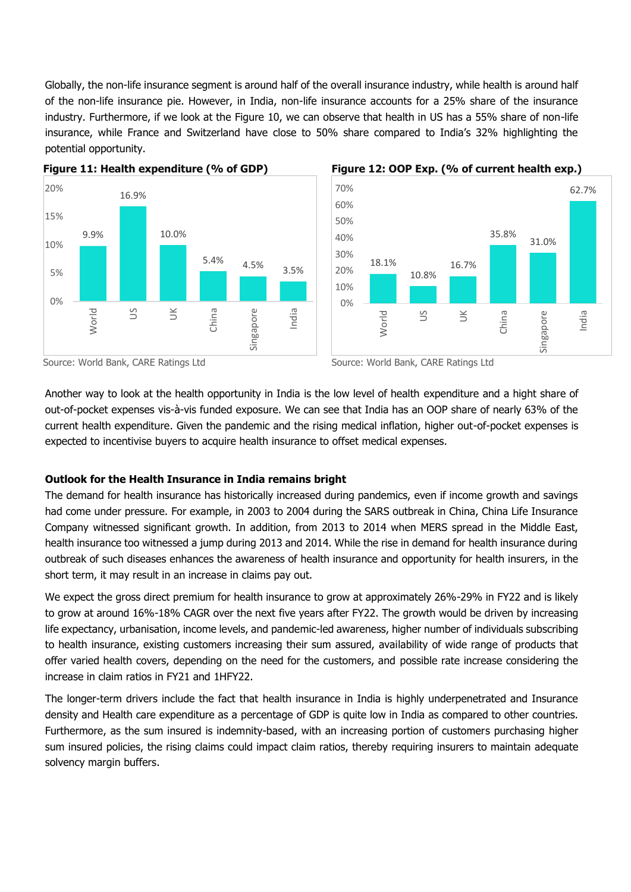Globally, the non-life insurance segment is around half of the overall insurance industry, while health is around half of the non-life insurance pie. However, in India, non-life insurance accounts for a 25% share of the insurance industry. Furthermore, if we look at the Figure 10, we can observe that health in US has a 55% share of non-life insurance, while France and Switzerland have close to 50% share compared to India's 32% highlighting the potential opportunity.

**Figure 11: Health expenditure (% of GDP)**

| Country | Health expenditure (% of GDP) |
|---|---|
| World | 9.9% |
| US | 16.9% |
| UK | 10.0% |
| China | 5.4% |
| Singapore | 4.5% |
| India | 3.5% |

Source: World Bank, CARE Ratings Ltd

**Figure 12: OOP Exp. (% of current health exp.)**

| Country | OOP Exp. (% of current health exp.) |
|---|---|
| World | 18.1% |
| US | 10.8% |
| UK | 16.7% |
| China | 35.8% |
| Singapore | 31.0% |
| India | 62.7% |

Source: World Bank, CARE Ratings Ltd

Another way to look at the health opportunity in India is the low level of health expenditure and a hight share of out-of-pocket expenses vis-à-vis funded exposure. We can see that India has an OOP share of nearly 63% of the current health expenditure. Given the pandemic and the rising medical inflation, higher out-of-pocket expenses is expected to incentivise buyers to acquire health insurance to offset medical expenses.

**Outlook for the Health Insurance in India remains bright**

The demand for health insurance has historically increased during pandemics, even if income growth and savings had come under pressure. For example, in 2003 to 2004 during the SARS outbreak in China, China Life Insurance Company witnessed significant growth. In addition, from 2013 to 2014 when MERS spread in the Middle East, health insurance too witnessed a jump during 2013 and 2014. While the rise in demand for health insurance during outbreak of such diseases enhances the awareness of health insurance and opportunity for health insurers, in the short term, it may result in an increase in claims pay out.

We expect the gross direct premium for health insurance to grow at approximately 26%-29% in FY22 and is likely to grow at around 16%-18% CAGR over the next five years after FY22. The growth would be driven by increasing life expectancy, urbanisation, income levels, and pandemic-led awareness, higher number of individuals subscribing to health insurance, existing customers increasing their sum assured, availability of wide range of products that offer varied health covers, depending on the need for the customers, and possible rate increase considering the increase in claim ratios in FY21 and 1HFY22.

The longer-term drivers include the fact that health insurance in India is highly underpenetrated and Insurance density and Health care expenditure as a percentage of GDP is quite low in India as compared to other countries. Furthermore, as the sum insured is indemnity-based, with an increasing portion of customers purchasing higher sum insured policies, the rising claims could impact claim ratios, thereby requiring insurers to maintain adequate solvency margin buffers.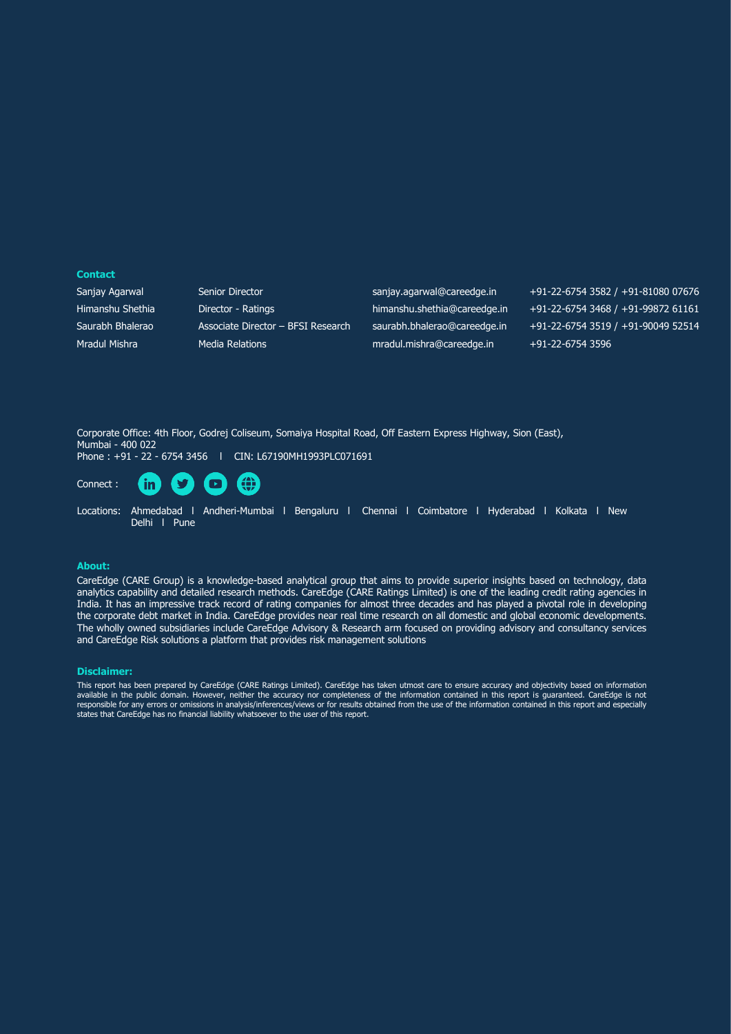**Contact**

| | | | |
|---|---|---|---|
| Sanjay Agarwal | Senior Director | sanjay.agarwal@careedge.in | +91-22-6754 3582 / +91-81080 07676 |
| Himanshu Shethia | Director - Ratings | himanshu.shethia@careedge.in | +91-22-6754 3468 / +91-99872 61161 |
| Saurabh Bhalerao | Associate Director – BFSI Research | saurabh.bhalerao@careedge.in | +91-22-6754 3519 / +91-90049 52514 |
| Mradul Mishra | Media Relations | mradul.mishra@careedge.in | +91-22-6754 3596 |

Corporate Office: 4th Floor, Godrej Coliseum, Somaiya Hospital Road, Off Eastern Express Highway, Sion (East), Mumbai - 400 022
Phone : +91 - 22 - 6754 3456 I CIN: L67190MH1993PLC071691

Connect :

Locations: Ahmedabad I Andheri-Mumbai I Bengaluru I Chennai I Coimbatore I Hyderabad I Kolkata I New Delhi I Pune

**About:**

CareEdge (CARE Group) is a knowledge-based analytical group that aims to provide superior insights based on technology, data analytics capability and detailed research methods. CareEdge (CARE Ratings Limited) is one of the leading credit rating agencies in India. It has an impressive track record of rating companies for almost three decades and has played a pivotal role in developing the corporate debt market in India. CareEdge provides near real time research on all domestic and global economic developments. The wholly owned subsidiaries include CareEdge Advisory & Research arm focused on providing advisory and consultancy services and CareEdge Risk solutions a platform that provides risk management solutions

**Disclaimer:**

This report has been prepared by CareEdge (CARE Ratings Limited). CareEdge has taken utmost care to ensure accuracy and objectivity based on information available in the public domain. However, neither the accuracy nor completeness of the information contained in this report is guaranteed. CareEdge is not responsible for any errors or omissions in analysis/inferences/views or for results obtained from the use of the information contained in this report and especially states that CareEdge has no financial liability whatsoever to the user of this report.